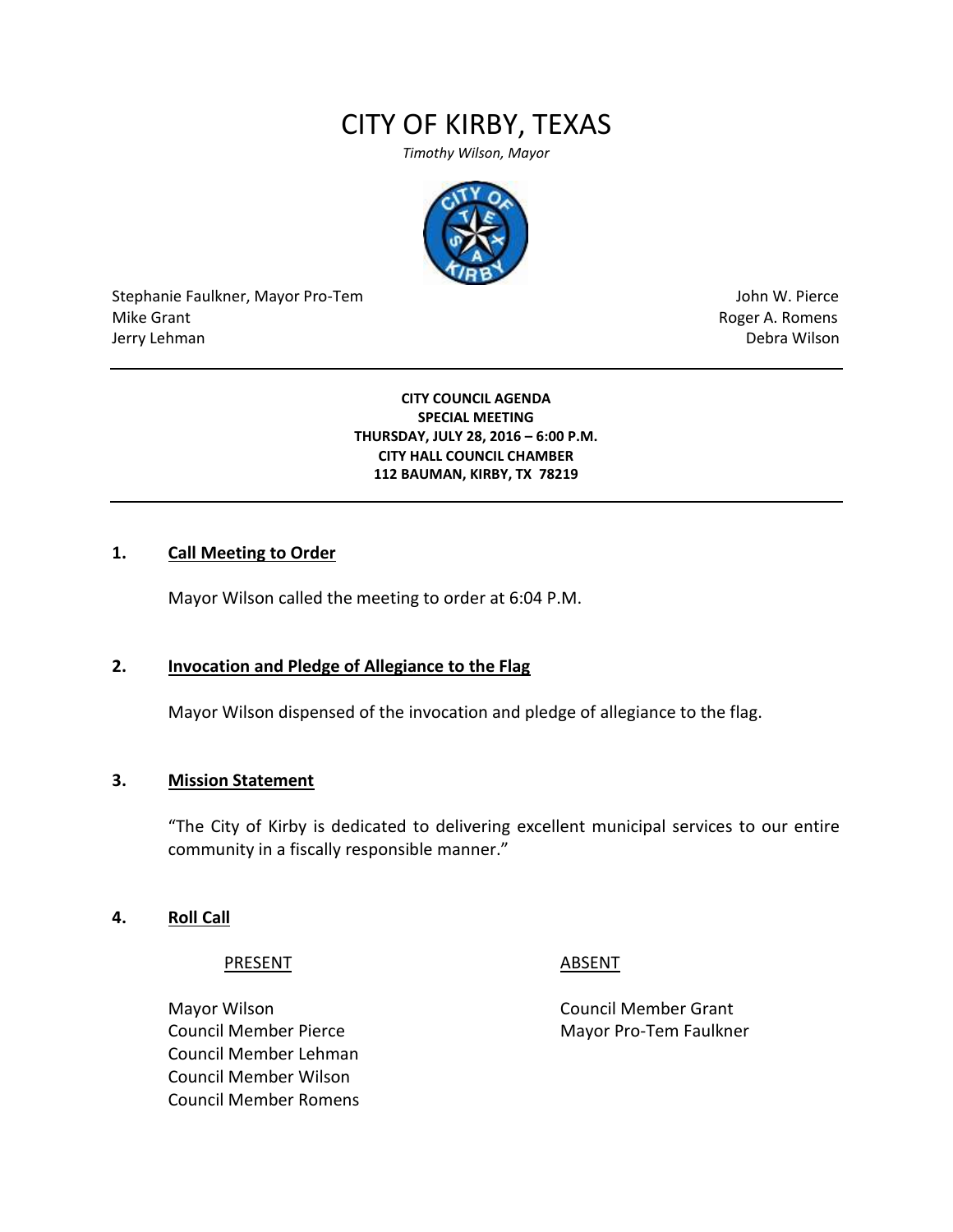# CITY OF KIRBY, TEXAS

*Timothy Wilson, Mayor*

Stephanie Faulkner, Mayor Pro-Tem
Mike Grant
Jerry Lehman

John W. Pierce
Roger A. Romens
Debra Wilson

---

**CITY COUNCIL AGENDA**
**SPECIAL MEETING**
**THURSDAY, JULY 28, 2016 – 6:00 P.M.**
**CITY HALL COUNCIL CHAMBER**
**112 BAUMAN, KIRBY, TX 78219**

---

## 1. Call Meeting to Order

Mayor Wilson called the meeting to order at 6:04 P.M.

## 2. Invocation and Pledge of Allegiance to the Flag

Mayor Wilson dispensed of the invocation and pledge of allegiance to the flag.

## 3. Mission Statement

"The City of Kirby is dedicated to delivering excellent municipal services to our entire community in a fiscally responsible manner."

## 4. Roll Call

| PRESENT | ABSENT |
|---|---|
| Mayor Wilson | Council Member Grant |
| Council Member Pierce | Mayor Pro-Tem Faulkner |
| Council Member Lehman | |
| Council Member Wilson | |
| Council Member Romens | |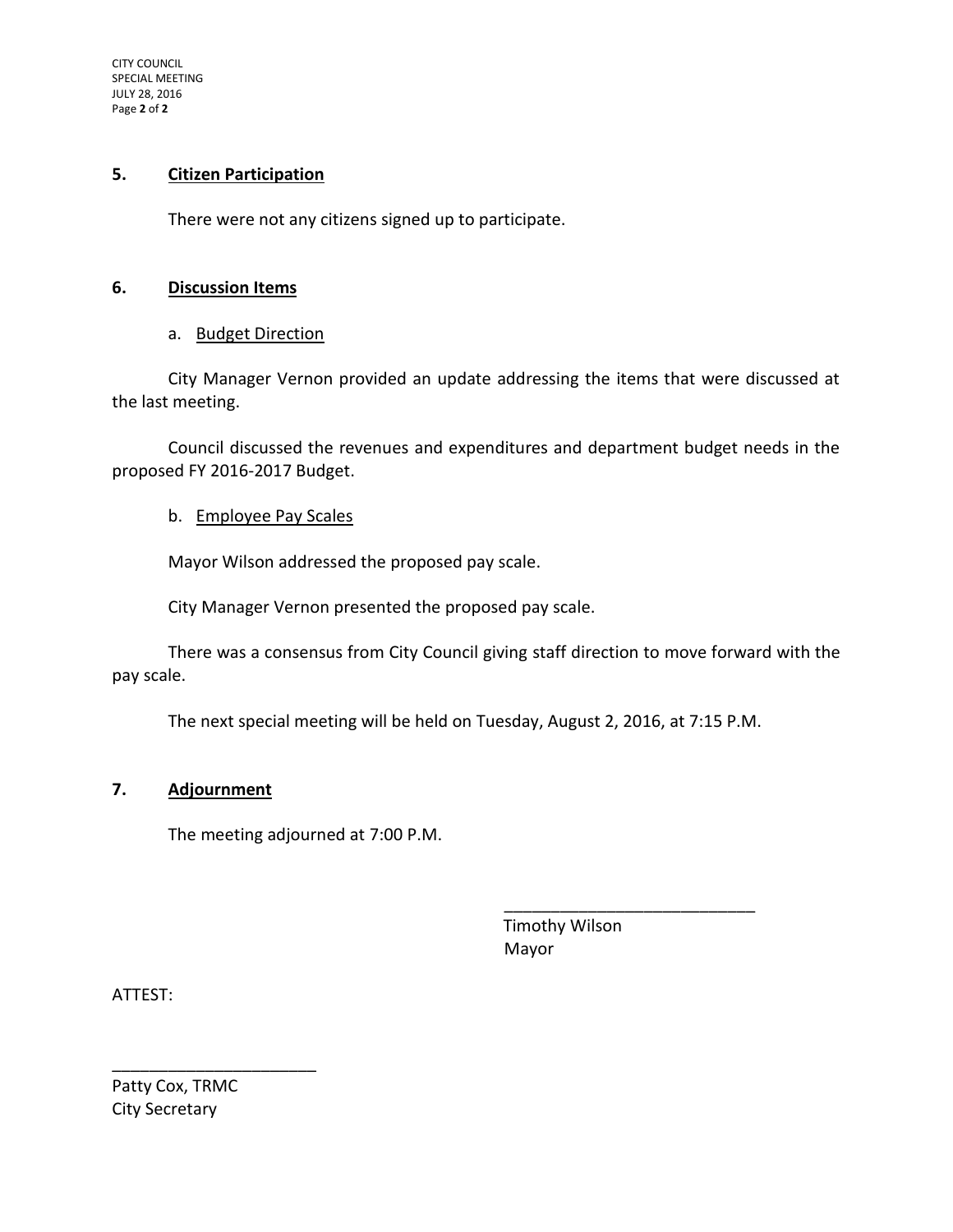## 5. Citizen Participation

There were not any citizens signed up to participate.

## 6. Discussion Items

a. Budget Direction

City Manager Vernon provided an update addressing the items that were discussed at the last meeting.

Council discussed the revenues and expenditures and department budget needs in the proposed FY 2016-2017 Budget.

b. Employee Pay Scales

Mayor Wilson addressed the proposed pay scale.

City Manager Vernon presented the proposed pay scale.

There was a consensus from City Council giving staff direction to move forward with the pay scale.

The next special meeting will be held on Tuesday, August 2, 2016, at 7:15 P.M.

## 7. Adjournment

The meeting adjourned at 7:00 P.M.

___________________________
Timothy Wilson
Mayor

ATTEST:

______________________
Patty Cox, TRMC
City Secretary